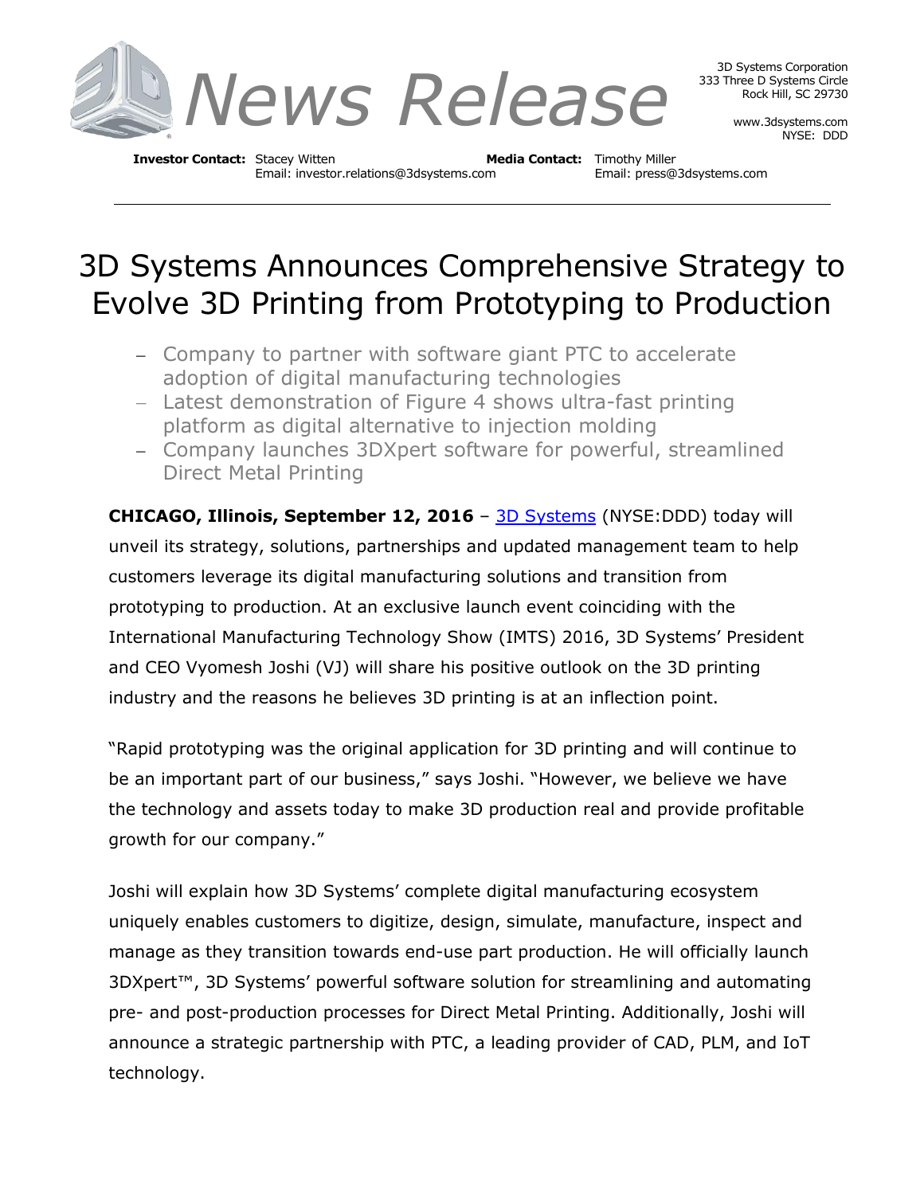# News Release

3D Systems Corporation
333 Three D Systems Circle
Rock Hill, SC 29730

www.3dsystems.com
NYSE: DDD

**Investor Contact:** Stacey Witten
Email: investor.relations@3dsystems.com

**Media Contact:** Timothy Miller
Email: press@3dsystems.com

# 3D Systems Announces Comprehensive Strategy to Evolve 3D Printing from Prototyping to Production

- Company to partner with software giant PTC to accelerate adoption of digital manufacturing technologies
- Latest demonstration of Figure 4 shows ultra-fast printing platform as digital alternative to injection molding
- Company launches 3DXpert software for powerful, streamlined Direct Metal Printing

**CHICAGO, Illinois, September 12, 2016** – 3D Systems (NYSE:DDD) today will unveil its strategy, solutions, partnerships and updated management team to help customers leverage its digital manufacturing solutions and transition from prototyping to production. At an exclusive launch event coinciding with the International Manufacturing Technology Show (IMTS) 2016, 3D Systems' President and CEO Vyomesh Joshi (VJ) will share his positive outlook on the 3D printing industry and the reasons he believes 3D printing is at an inflection point.

"Rapid prototyping was the original application for 3D printing and will continue to be an important part of our business," says Joshi. "However, we believe we have the technology and assets today to make 3D production real and provide profitable growth for our company."

Joshi will explain how 3D Systems' complete digital manufacturing ecosystem uniquely enables customers to digitize, design, simulate, manufacture, inspect and manage as they transition towards end-use part production. He will officially launch 3DXpert™, 3D Systems' powerful software solution for streamlining and automating pre- and post-production processes for Direct Metal Printing. Additionally, Joshi will announce a strategic partnership with PTC, a leading provider of CAD, PLM, and IoT technology.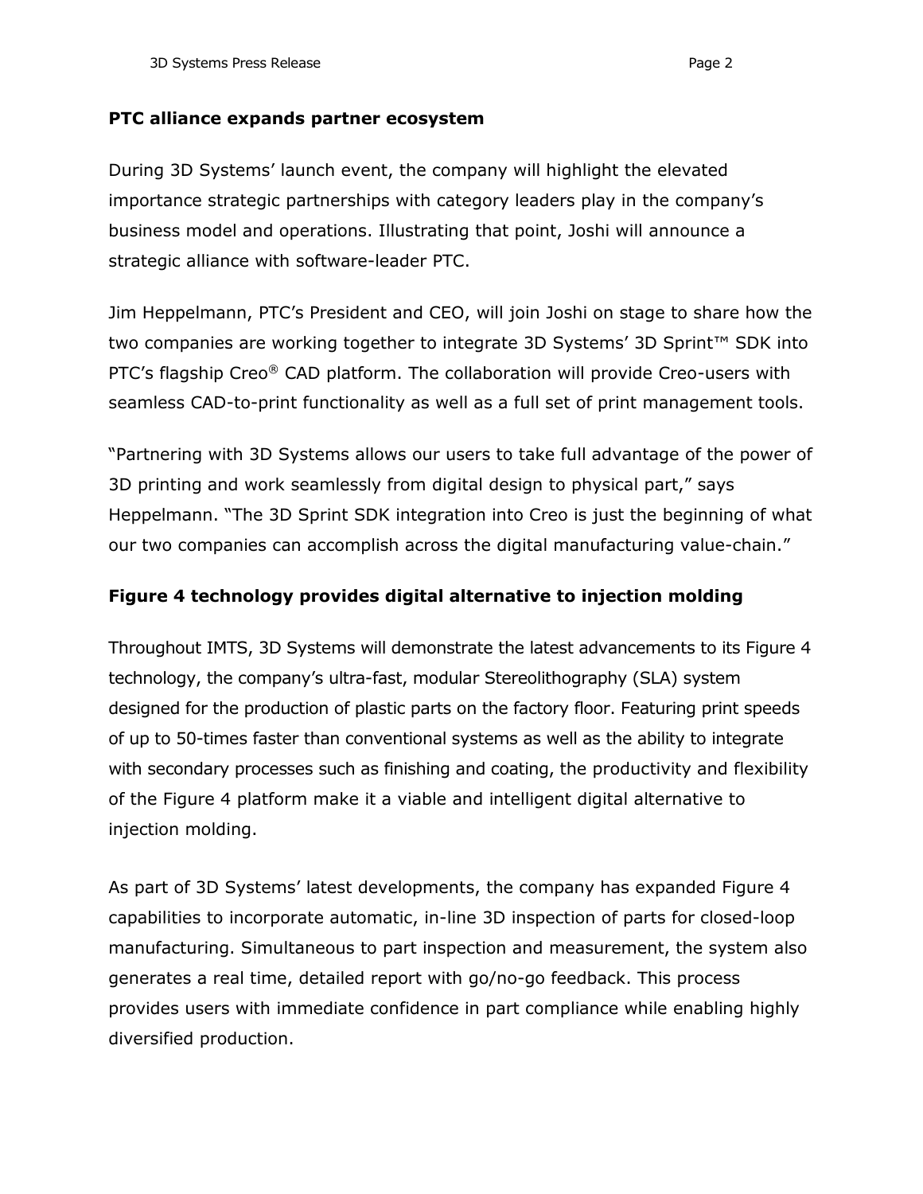## PTC alliance expands partner ecosystem

During 3D Systems' launch event, the company will highlight the elevated importance strategic partnerships with category leaders play in the company's business model and operations. Illustrating that point, Joshi will announce a strategic alliance with software-leader PTC.

Jim Heppelmann, PTC's President and CEO, will join Joshi on stage to share how the two companies are working together to integrate 3D Systems' 3D Sprint™ SDK into PTC's flagship Creo® CAD platform. The collaboration will provide Creo-users with seamless CAD-to-print functionality as well as a full set of print management tools.

"Partnering with 3D Systems allows our users to take full advantage of the power of 3D printing and work seamlessly from digital design to physical part," says Heppelmann. "The 3D Sprint SDK integration into Creo is just the beginning of what our two companies can accomplish across the digital manufacturing value-chain."

## Figure 4 technology provides digital alternative to injection molding

Throughout IMTS, 3D Systems will demonstrate the latest advancements to its Figure 4 technology, the company's ultra-fast, modular Stereolithography (SLA) system designed for the production of plastic parts on the factory floor. Featuring print speeds of up to 50-times faster than conventional systems as well as the ability to integrate with secondary processes such as finishing and coating, the productivity and flexibility of the Figure 4 platform make it a viable and intelligent digital alternative to injection molding.

As part of 3D Systems' latest developments, the company has expanded Figure 4 capabilities to incorporate automatic, in-line 3D inspection of parts for closed-loop manufacturing. Simultaneous to part inspection and measurement, the system also generates a real time, detailed report with go/no-go feedback. This process provides users with immediate confidence in part compliance while enabling highly diversified production.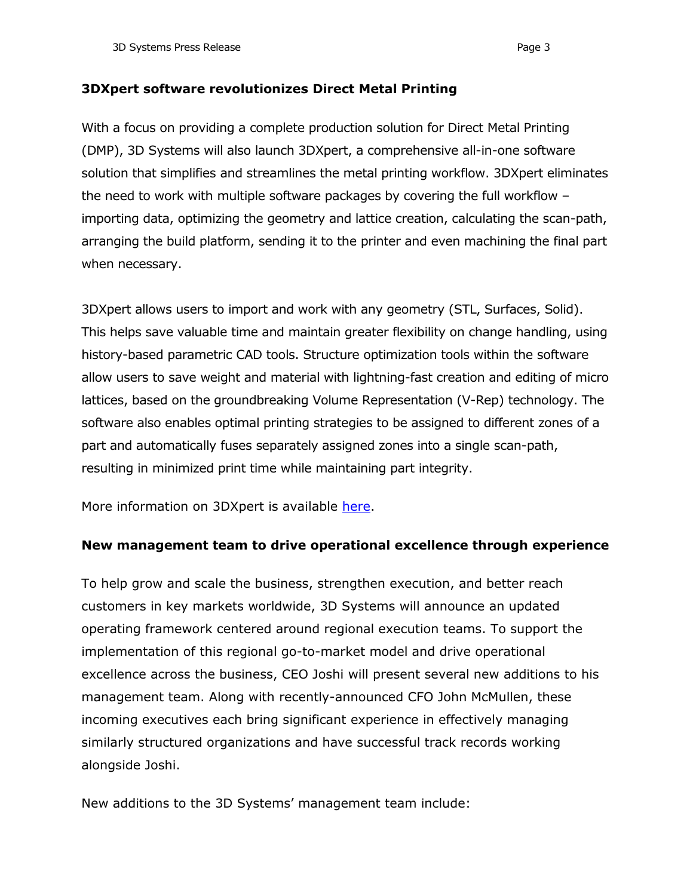**3DXpert software revolutionizes Direct Metal Printing**

With a focus on providing a complete production solution for Direct Metal Printing (DMP), 3D Systems will also launch 3DXpert, a comprehensive all-in-one software solution that simplifies and streamlines the metal printing workflow. 3DXpert eliminates the need to work with multiple software packages by covering the full workflow – importing data, optimizing the geometry and lattice creation, calculating the scan-path, arranging the build platform, sending it to the printer and even machining the final part when necessary.

3DXpert allows users to import and work with any geometry (STL, Surfaces, Solid). This helps save valuable time and maintain greater flexibility on change handling, using history-based parametric CAD tools. Structure optimization tools within the software allow users to save weight and material with lightning-fast creation and editing of micro lattices, based on the groundbreaking Volume Representation (V-Rep) technology. The software also enables optimal printing strategies to be assigned to different zones of a part and automatically fuses separately assigned zones into a single scan-path, resulting in minimized print time while maintaining part integrity.

More information on 3DXpert is available here.

**New management team to drive operational excellence through experience**

To help grow and scale the business, strengthen execution, and better reach customers in key markets worldwide, 3D Systems will announce an updated operating framework centered around regional execution teams. To support the implementation of this regional go-to-market model and drive operational excellence across the business, CEO Joshi will present several new additions to his management team. Along with recently-announced CFO John McMullen, these incoming executives each bring significant experience in effectively managing similarly structured organizations and have successful track records working alongside Joshi.

New additions to the 3D Systems' management team include: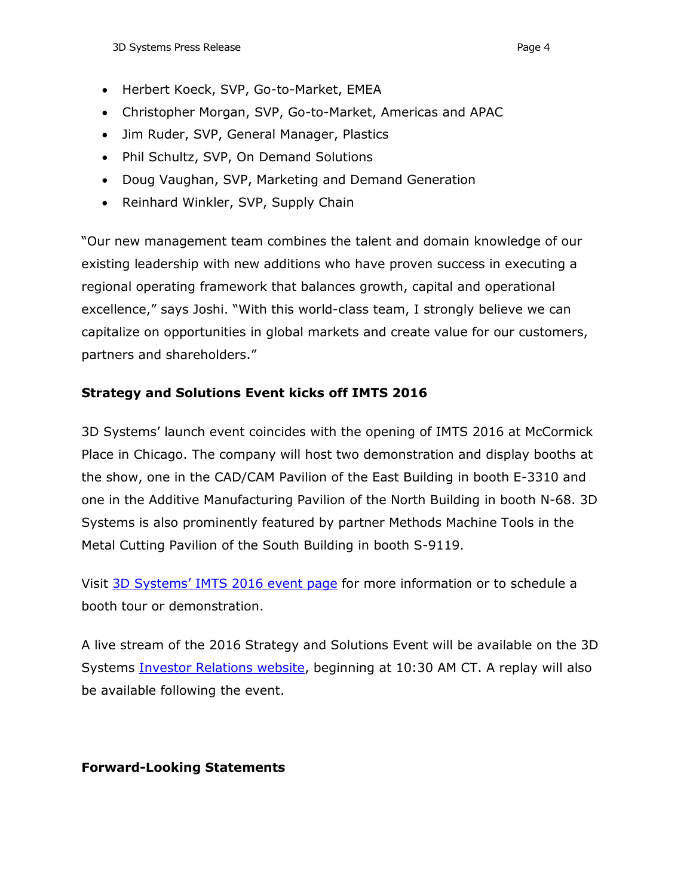- Herbert Koeck, SVP, Go-to-Market, EMEA
- Christopher Morgan, SVP, Go-to-Market, Americas and APAC
- Jim Ruder, SVP, General Manager, Plastics
- Phil Schultz, SVP, On Demand Solutions
- Doug Vaughan, SVP, Marketing and Demand Generation
- Reinhard Winkler, SVP, Supply Chain

"Our new management team combines the talent and domain knowledge of our existing leadership with new additions who have proven success in executing a regional operating framework that balances growth, capital and operational excellence," says Joshi. "With this world-class team, I strongly believe we can capitalize on opportunities in global markets and create value for our customers, partners and shareholders."

**Strategy and Solutions Event kicks off IMTS 2016**

3D Systems' launch event coincides with the opening of IMTS 2016 at McCormick Place in Chicago. The company will host two demonstration and display booths at the show, one in the CAD/CAM Pavilion of the East Building in booth E-3310 and one in the Additive Manufacturing Pavilion of the North Building in booth N-68. 3D Systems is also prominently featured by partner Methods Machine Tools in the Metal Cutting Pavilion of the South Building in booth S-9119.

Visit 3D Systems' IMTS 2016 event page for more information or to schedule a booth tour or demonstration.

A live stream of the 2016 Strategy and Solutions Event will be available on the 3D Systems Investor Relations website, beginning at 10:30 AM CT. A replay will also be available following the event.

**Forward-Looking Statements**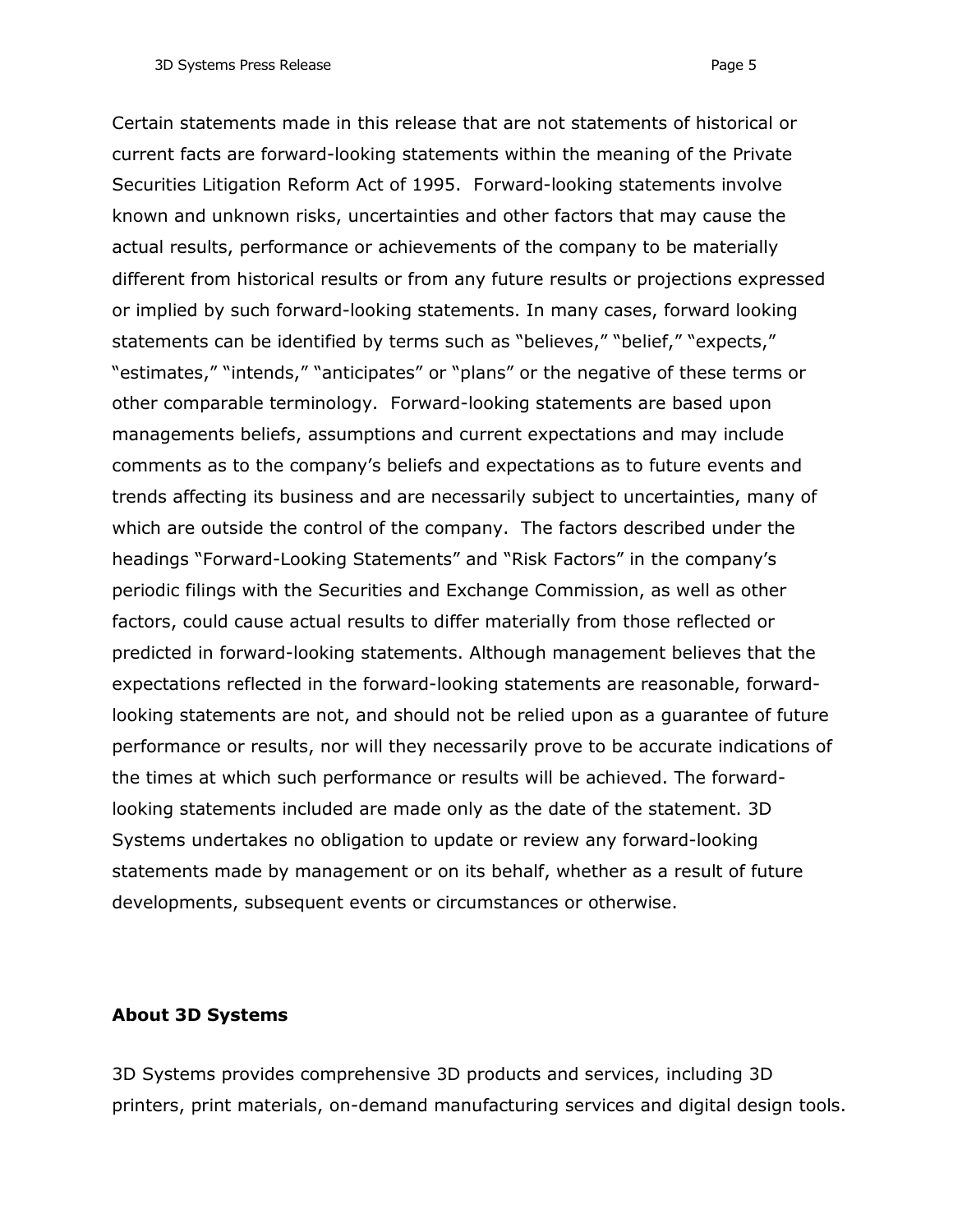Certain statements made in this release that are not statements of historical or current facts are forward-looking statements within the meaning of the Private Securities Litigation Reform Act of 1995. Forward-looking statements involve known and unknown risks, uncertainties and other factors that may cause the actual results, performance or achievements of the company to be materially different from historical results or from any future results or projections expressed or implied by such forward-looking statements. In many cases, forward looking statements can be identified by terms such as "believes," "belief," "expects," "estimates," "intends," "anticipates" or "plans" or the negative of these terms or other comparable terminology. Forward-looking statements are based upon managements beliefs, assumptions and current expectations and may include comments as to the company's beliefs and expectations as to future events and trends affecting its business and are necessarily subject to uncertainties, many of which are outside the control of the company. The factors described under the headings "Forward-Looking Statements" and "Risk Factors" in the company's periodic filings with the Securities and Exchange Commission, as well as other factors, could cause actual results to differ materially from those reflected or predicted in forward-looking statements. Although management believes that the expectations reflected in the forward-looking statements are reasonable, forward-looking statements are not, and should not be relied upon as a guarantee of future performance or results, nor will they necessarily prove to be accurate indications of the times at which such performance or results will be achieved. The forward-looking statements included are made only as the date of the statement. 3D Systems undertakes no obligation to update or review any forward-looking statements made by management or on its behalf, whether as a result of future developments, subsequent events or circumstances or otherwise.

**About 3D Systems**

3D Systems provides comprehensive 3D products and services, including 3D printers, print materials, on-demand manufacturing services and digital design tools.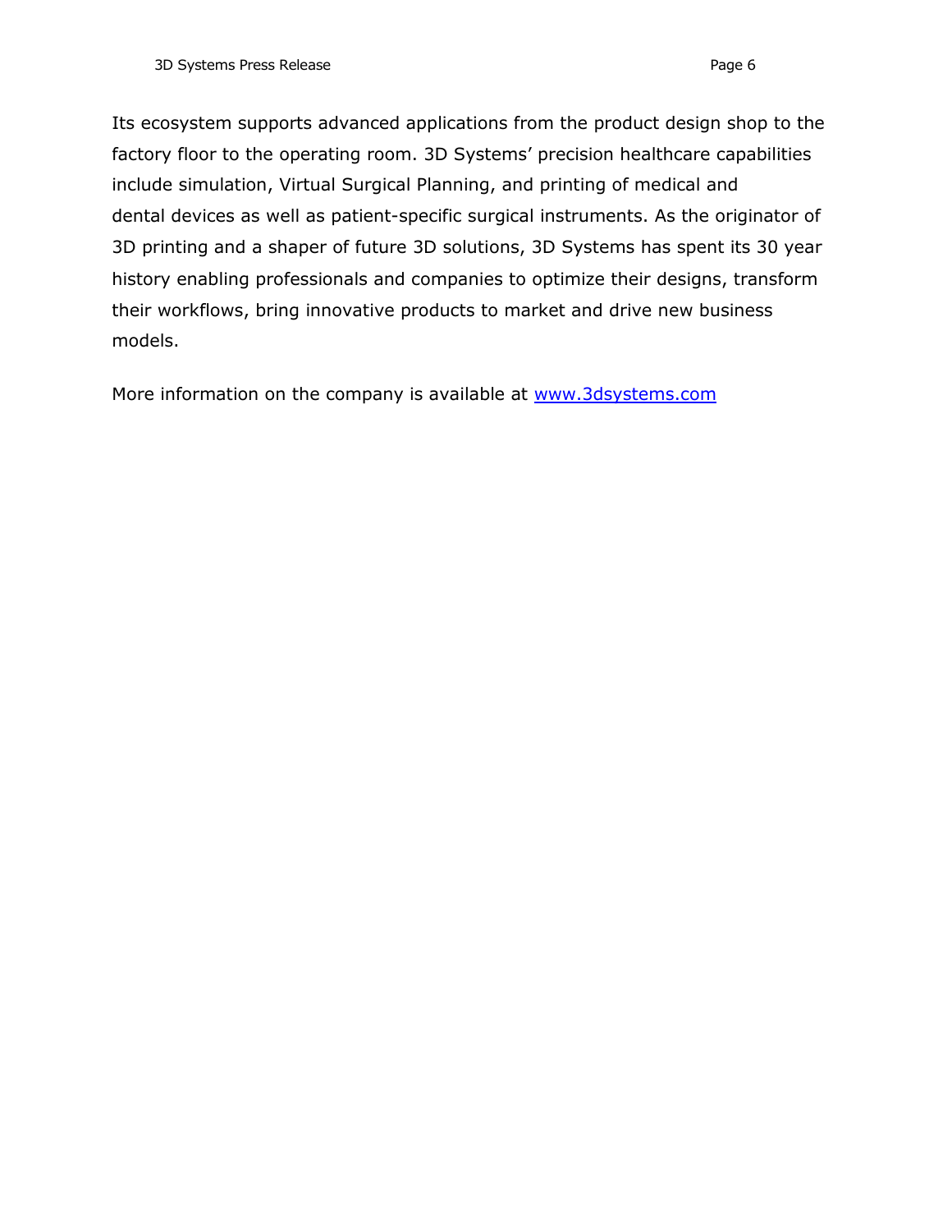Its ecosystem supports advanced applications from the product design shop to the factory floor to the operating room. 3D Systems' precision healthcare capabilities include simulation, Virtual Surgical Planning, and printing of medical and dental devices as well as patient-specific surgical instruments. As the originator of 3D printing and a shaper of future 3D solutions, 3D Systems has spent its 30 year history enabling professionals and companies to optimize their designs, transform their workflows, bring innovative products to market and drive new business models.

More information on the company is available at [www.3dsystems.com](http://www.3dsystems.com)